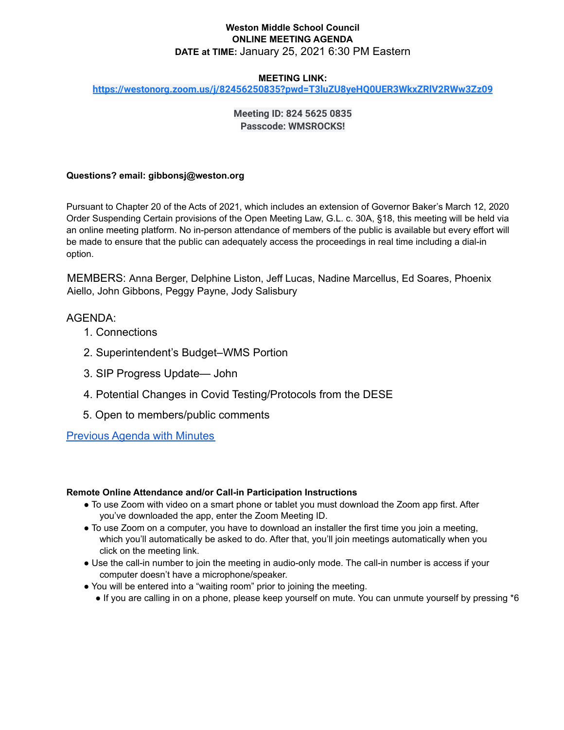**Weston Middle School Council**
**ONLINE MEETING AGENDA**
**DATE at TIME:** January 25, 2021 6:30 PM Eastern

**MEETING LINK:**
**[https://westonorg.zoom.us/j/82456250835?pwd=T3luZU8yeHQ0UER3WkxZRlV2RWw3Zz09](https://westonorg.zoom.us/j/82456250835?pwd=T3luZU8yeHQ0UER3WkxZRlV2RWw3Zz09)**

**Meeting ID: 824 5625 0835**
**Passcode: WMSROCKS!**

**Questions? email: gibbonsj@weston.org**

Pursuant to Chapter 20 of the Acts of 2021, which includes an extension of Governor Baker's March 12, 2020 Order Suspending Certain provisions of the Open Meeting Law, G.L. c. 30A, §18, this meeting will be held via an online meeting platform. No in-person attendance of members of the public is available but every effort will be made to ensure that the public can adequately access the proceedings in real time including a dial-in option.

MEMBERS: Anna Berger, Delphine Liston, Jeff Lucas, Nadine Marcellus, Ed Soares, Phoenix Aiello, John Gibbons, Peggy Payne, Jody Salisbury

AGENDA:

1. Connections
2. Superintendent's Budget–WMS Portion
3. SIP Progress Update— John
4. Potential Changes in Covid Testing/Protocols from the DESE
5. Open to members/public comments

Previous Agenda with Minutes

**Remote Online Attendance and/or Call-in Participation Instructions**

- To use Zoom with video on a smart phone or tablet you must download the Zoom app first. After you've downloaded the app, enter the Zoom Meeting ID.
- To use Zoom on a computer, you have to download an installer the first time you join a meeting, which you'll automatically be asked to do. After that, you'll join meetings automatically when you click on the meeting link.
- Use the call-in number to join the meeting in audio-only mode. The call-in number is access if your computer doesn't have a microphone/speaker.
- You will be entered into a "waiting room" prior to joining the meeting.
  - If you are calling in on a phone, please keep yourself on mute. You can unmute yourself by pressing *6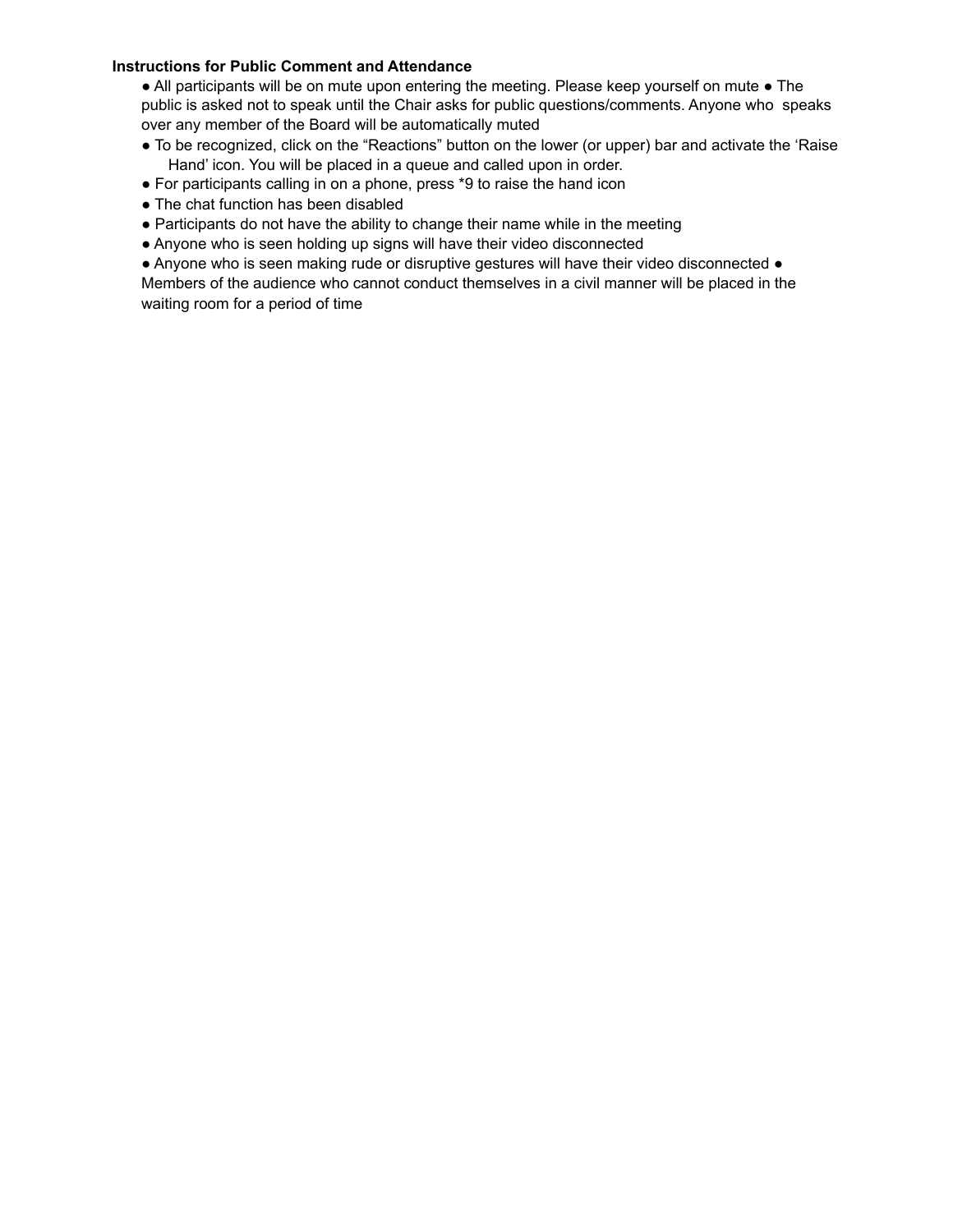**Instructions for Public Comment and Attendance**

- All participants will be on mute upon entering the meeting. Please keep yourself on mute
- The public is asked not to speak until the Chair asks for public questions/comments. Anyone who speaks over any member of the Board will be automatically muted
- To be recognized, click on the "Reactions" button on the lower (or upper) bar and activate the 'Raise Hand' icon. You will be placed in a queue and called upon in order.
- For participants calling in on a phone, press *9 to raise the hand icon
- The chat function has been disabled
- Participants do not have the ability to change their name while in the meeting
- Anyone who is seen holding up signs will have their video disconnected
- Anyone who is seen making rude or disruptive gestures will have their video disconnected
- Members of the audience who cannot conduct themselves in a civil manner will be placed in the waiting room for a period of time